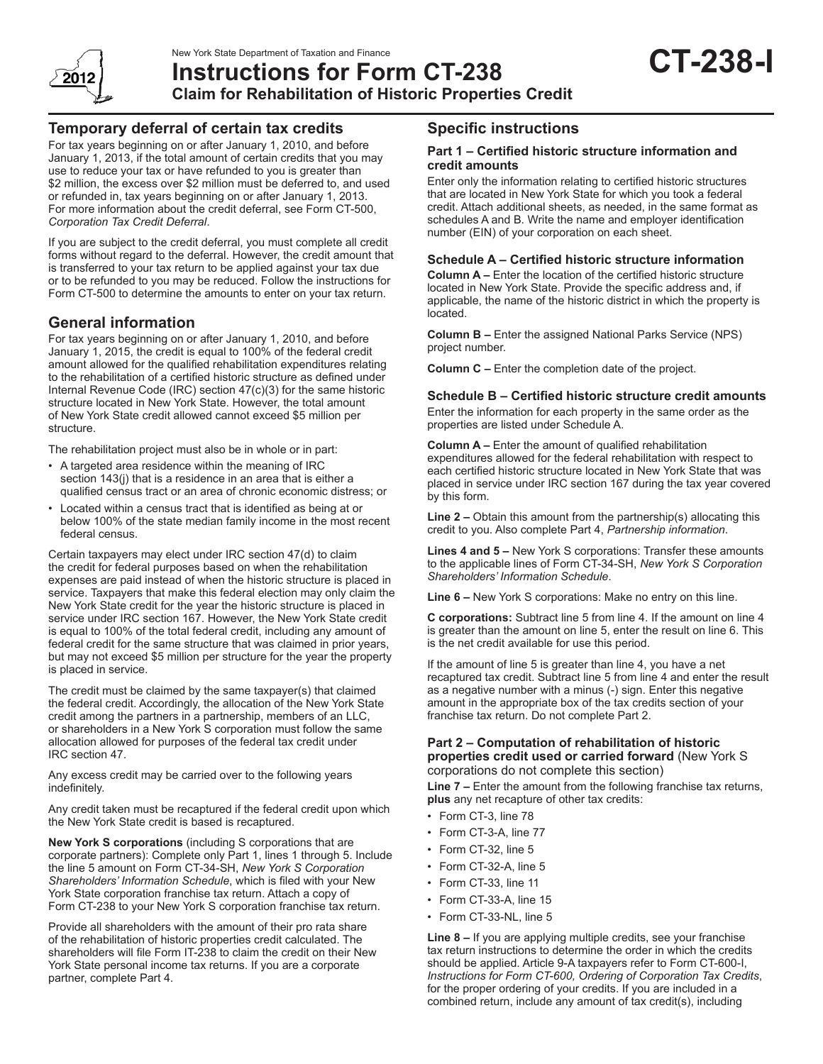# Instructions for Form CT-238

## Claim for Rehabilitation of Historic Properties Credit

**CT-238-I**

New York State Department of Taxation and Finance

2012

## Temporary deferral of certain tax credits

For tax years beginning on or after January 1, 2010, and before January 1, 2013, if the total amount of certain credits that you may use to reduce your tax or have refunded to you is greater than $2 million, the excess over $2 million must be deferred to, and used or refunded in, tax years beginning on or after January 1, 2013. For more information about the credit deferral, see Form CT-500, *Corporation Tax Credit Deferral*.

If you are subject to the credit deferral, you must complete all credit forms without regard to the deferral. However, the credit amount that is transferred to your tax return to be applied against your tax due or to be refunded to you may be reduced. Follow the instructions for Form CT-500 to determine the amounts to enter on your tax return.

## General information

For tax years beginning on or after January 1, 2010, and before January 1, 2015, the credit is equal to 100% of the federal credit amount allowed for the qualified rehabilitation expenditures relating to the rehabilitation of a certified historic structure as defined under Internal Revenue Code (IRC) section 47(c)(3) for the same historic structure located in New York State. However, the total amount of New York State credit allowed cannot exceed $5 million per structure.

The rehabilitation project must also be in whole or in part:

- A targeted area residence within the meaning of IRC section 143(j) that is a residence in an area that is either a qualified census tract or an area of chronic economic distress; or
- Located within a census tract that is identified as being at or below 100% of the state median family income in the most recent federal census.

Certain taxpayers may elect under IRC section 47(d) to claim the credit for federal purposes based on when the rehabilitation expenses are paid instead of when the historic structure is placed in service. Taxpayers that make this federal election may only claim the New York State credit for the year the historic structure is placed in service under IRC section 167. However, the New York State credit is equal to 100% of the total federal credit, including any amount of federal credit for the same structure that was claimed in prior years, but may not exceed $5 million per structure for the year the property is placed in service.

The credit must be claimed by the same taxpayer(s) that claimed the federal credit. Accordingly, the allocation of the New York State credit among the partners in a partnership, members of an LLC, or shareholders in a New York S corporation must follow the same allocation allowed for purposes of the federal tax credit under IRC section 47.

Any excess credit may be carried over to the following years indefinitely.

Any credit taken must be recaptured if the federal credit upon which the New York State credit is based is recaptured.

**New York S corporations** (including S corporations that are corporate partners): Complete only Part 1, lines 1 through 5. Include the line 5 amount on Form CT-34-SH, *New York S Corporation Shareholders' Information Schedule*, which is filed with your New York State corporation franchise tax return. Attach a copy of Form CT-238 to your New York S corporation franchise tax return.

Provide all shareholders with the amount of their pro rata share of the rehabilitation of historic properties credit calculated. The shareholders will file Form IT-238 to claim the credit on their New York State personal income tax returns. If you are a corporate partner, complete Part 4.

## Specific instructions

### Part 1 – Certified historic structure information and credit amounts

Enter only the information relating to certified historic structures that are located in New York State for which you took a federal credit. Attach additional sheets, as needed, in the same format as schedules A and B. Write the name and employer identification number (EIN) of your corporation on each sheet.

### Schedule A – Certified historic structure information

**Column A –** Enter the location of the certified historic structure located in New York State. Provide the specific address and, if applicable, the name of the historic district in which the property is located.

**Column B –** Enter the assigned National Parks Service (NPS) project number.

**Column C –** Enter the completion date of the project.

### Schedule B – Certified historic structure credit amounts

Enter the information for each property in the same order as the properties are listed under Schedule A.

**Column A –** Enter the amount of qualified rehabilitation expenditures allowed for the federal rehabilitation with respect to each certified historic structure located in New York State that was placed in service under IRC section 167 during the tax year covered by this form.

**Line 2 –** Obtain this amount from the partnership(s) allocating this credit to you. Also complete Part 4, *Partnership information*.

**Lines 4 and 5 –** New York S corporations: Transfer these amounts to the applicable lines of Form CT-34-SH, *New York S Corporation Shareholders' Information Schedule*.

**Line 6 –** New York S corporations: Make no entry on this line.

**C corporations:** Subtract line 5 from line 4. If the amount on line 4 is greater than the amount on line 5, enter the result on line 6. This is the net credit available for use this period.

If the amount of line 5 is greater than line 4, you have a net recaptured tax credit. Subtract line 5 from line 4 and enter the result as a negative number with a minus (-) sign. Enter this negative amount in the appropriate box of the tax credits section of your franchise tax return. Do not complete Part 2.

### Part 2 – Computation of rehabilitation of historic properties credit used or carried forward (New York S corporations do not complete this section)

**Line 7 –** Enter the amount from the following franchise tax returns, **plus** any net recapture of other tax credits:

- Form CT-3, line 78
- Form CT-3-A, line 77
- Form CT-32, line 5
- Form CT-32-A, line 5
- Form CT-33, line 11
- Form CT-33-A, line 15
- Form CT-33-NL, line 5

**Line 8 –** If you are applying multiple credits, see your franchise tax return instructions to determine the order in which the credits should be applied. Article 9-A taxpayers refer to Form CT-600-I, *Instructions for Form CT-600, Ordering of Corporation Tax Credits*, for the proper ordering of your credits. If you are included in a combined return, include any amount of tax credit(s), including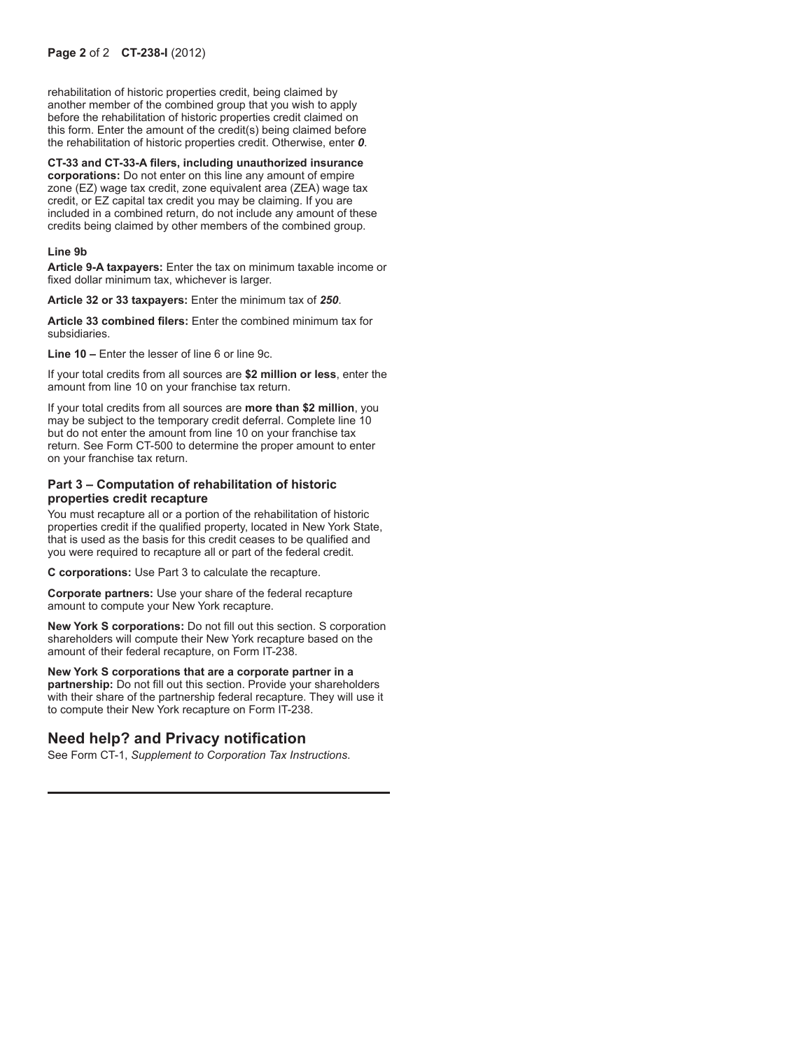rehabilitation of historic properties credit, being claimed by another member of the combined group that you wish to apply before the rehabilitation of historic properties credit claimed on this form. Enter the amount of the credit(s) being claimed before the rehabilitation of historic properties credit. Otherwise, enter ***0***.

**CT-33 and CT-33-A filers, including unauthorized insurance corporations:** Do not enter on this line any amount of empire zone (EZ) wage tax credit, zone equivalent area (ZEA) wage tax credit, or EZ capital tax credit you may be claiming. If you are included in a combined return, do not include any amount of these credits being claimed by other members of the combined group.

**Line 9b**

**Article 9-A taxpayers:** Enter the tax on minimum taxable income or fixed dollar minimum tax, whichever is larger.

**Article 32 or 33 taxpayers:** Enter the minimum tax of ***250***.

**Article 33 combined filers:** Enter the combined minimum tax for subsidiaries.

**Line 10 –** Enter the lesser of line 6 or line 9c.

If your total credits from all sources are **$2 million or less**, enter the amount from line 10 on your franchise tax return.

If your total credits from all sources are **more than $2 million**, you may be subject to the temporary credit deferral. Complete line 10 but do not enter the amount from line 10 on your franchise tax return. See Form CT-500 to determine the proper amount to enter on your franchise tax return.

### Part 3 – Computation of rehabilitation of historic properties credit recapture

You must recapture all or a portion of the rehabilitation of historic properties credit if the qualified property, located in New York State, that is used as the basis for this credit ceases to be qualified and you were required to recapture all or part of the federal credit.

**C corporations:** Use Part 3 to calculate the recapture.

**Corporate partners:** Use your share of the federal recapture amount to compute your New York recapture.

**New York S corporations:** Do not fill out this section. S corporation shareholders will compute their New York recapture based on the amount of their federal recapture, on Form IT-238.

**New York S corporations that are a corporate partner in a partnership:** Do not fill out this section. Provide your shareholders with their share of the partnership federal recapture. They will use it to compute their New York recapture on Form IT-238.

## Need help? and Privacy notification

See Form CT-1, *Supplement to Corporation Tax Instructions*.